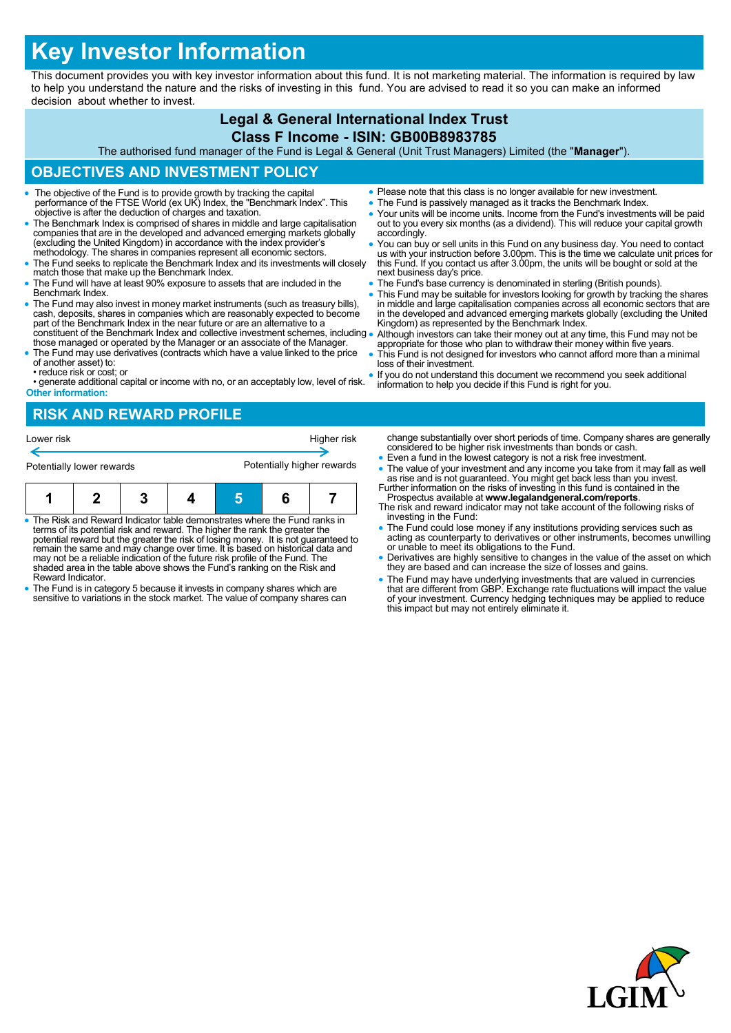# Key Investor Information

This document provides you with key investor information about this fund. It is not marketing material. The information is required by law to help you understand the nature and the risks of investing in this fund. You are advised to read it so you can make an informed decision about whether to invest.

**Legal & General International Index Trust**

**Class F Income - ISIN: GB00B8983785**

The authorised fund manager of the Fund is Legal & General (Unit Trust Managers) Limited (the "**Manager**").

## OBJECTIVES AND INVESTMENT POLICY

- The objective of the Fund is to provide growth by tracking the capital performance of the FTSE World (ex UK) Index, the "Benchmark Index". This objective is after the deduction of charges and taxation.
- The Benchmark Index is comprised of shares in middle and large capitalisation companies that are in the developed and advanced emerging markets globally (excluding the United Kingdom) in accordance with the index provider's methodology. The shares in companies represent all economic sectors.
- The Fund seeks to replicate the Benchmark Index and its investments will closely match those that make up the Benchmark Index.
- The Fund will have at least 90% exposure to assets that are included in the Benchmark Index.
- The Fund may also invest in money market instruments (such as treasury bills), cash, deposits, shares in companies which are reasonably expected to become part of the Benchmark Index in the near future or are an alternative to a constituent of the Benchmark Index and collective investment schemes, including those managed or operated by the Manager or an associate of the Manager.
- The Fund may use derivatives (contracts which have a value linked to the price of another asset) to:
  - reduce risk or cost; or
  - generate additional capital or income with no, or an acceptably low, level of risk.

**Other information:**

- Please note that this class is no longer available for new investment.
- The Fund is passively managed as it tracks the Benchmark Index.
- Your units will be income units. Income from the Fund's investments will be paid out to you every six months (as a dividend). This will reduce your capital growth accordingly.
- You can buy or sell units in this Fund on any business day. You need to contact us with your instruction before 3.00pm. This is the time we calculate unit prices for this Fund. If you contact us after 3.00pm, the units will be bought or sold at the next business day's price.
- The Fund's base currency is denominated in sterling (British pounds).
- This Fund may be suitable for investors looking for growth by tracking the shares in middle and large capitalisation companies across all economic sectors that are in the developed and advanced emerging markets globally (excluding the United Kingdom) as represented by the Benchmark Index.
- Although investors can take their money out at any time, this Fund may not be appropriate for those who plan to withdraw their money within five years.
- This Fund is not designed for investors who cannot afford more than a minimal loss of their investment.
- If you do not understand this document we recommend you seek additional information to help you decide if this Fund is right for you.

## RISK AND REWARD PROFILE

Lower risk ← → Higher risk

Potentially lower rewards — Potentially higher rewards

| 1 | 2 | 3 | 4 | **5** | 6 | 7 |
|---|---|---|---|---|---|---|

- The Risk and Reward Indicator table demonstrates where the Fund ranks in terms of its potential risk and reward. The higher the rank the greater the potential reward but the greater the risk of losing money. It is not guaranteed to remain the same and may change over time. It is based on historical data and may not be a reliable indication of the future risk profile of the Fund. The shaded area in the table above shows the Fund's ranking on the Risk and Reward Indicator.
- The Fund is in category 5 because it invests in company shares which are sensitive to variations in the stock market. The value of company shares can change substantially over short periods of time. Company shares are generally considered to be higher risk investments than bonds or cash.
- Even a fund in the lowest category is not a risk free investment.
- The value of your investment and any income you take from it may fall as well as rise and is not guaranteed. You might get back less than you invest.

Further information on the risks of investing in this fund is contained in the Prospectus available at **www.legalandgeneral.com/reports**.

The risk and reward indicator may not take account of the following risks of investing in the Fund:

- The Fund could lose money if any institutions providing services such as acting as counterparty to derivatives or other instruments, becomes unwilling or unable to meet its obligations to the Fund.
- Derivatives are highly sensitive to changes in the value of the asset on which they are based and can increase the size of losses and gains.
- The Fund may have underlying investments that are valued in currencies that are different from GBP. Exchange rate fluctuations will impact the value of your investment. Currency hedging techniques may be applied to reduce this impact but may not entirely eliminate it.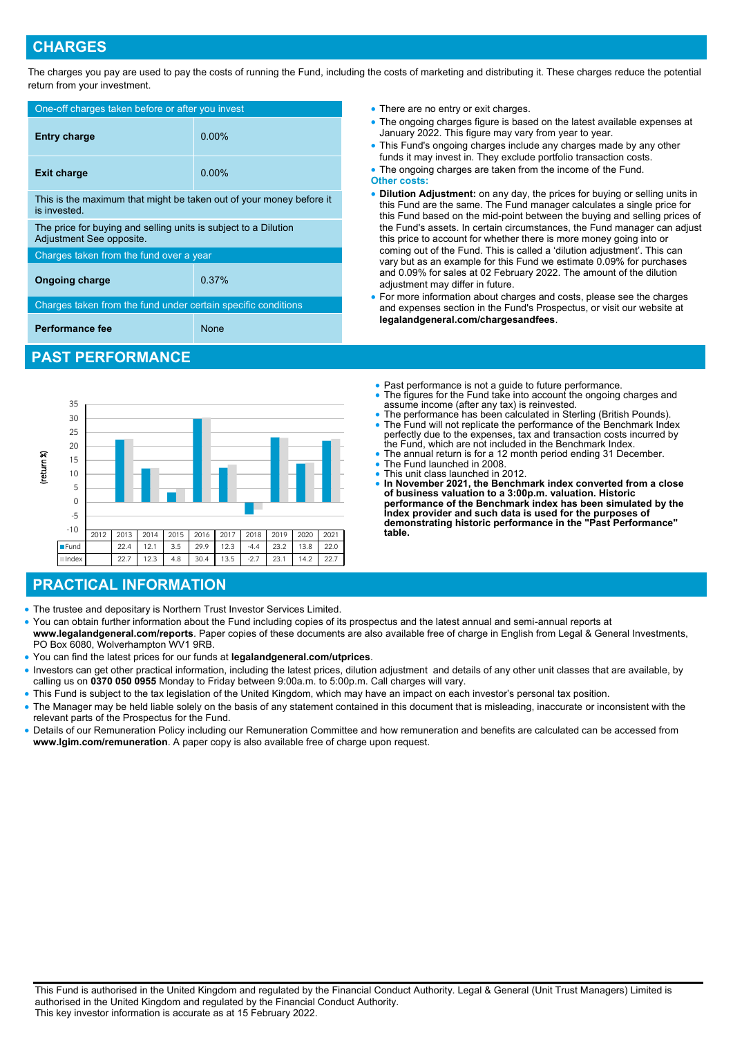## CHARGES

The charges you pay are used to pay the costs of running the Fund, including the costs of marketing and distributing it. These charges reduce the potential return from your investment.

| One-off charges taken before or after you invest | |
|---|---|
| **Entry charge** | 0.00% |
| **Exit charge** | 0.00% |
| This is the maximum that might be taken out of your money before it is invested. | |
| The price for buying and selling units is subject to a Dilution Adjustment See opposite. | |
| Charges taken from the fund over a year | |
| **Ongoing charge** | 0.37% |
| Charges taken from the fund under certain specific conditions | |
| **Performance fee** | None |

- There are no entry or exit charges.
- The ongoing charges figure is based on the latest available expenses at January 2022. This figure may vary from year to year.
- This Fund's ongoing charges include any charges made by any other funds it may invest in. They exclude portfolio transaction costs.
- The ongoing charges are taken from the income of the Fund.

**Other costs:**

- **Dilution Adjustment:** on any day, the prices for buying or selling units in this Fund are the same. The Fund manager calculates a single price for this Fund based on the mid-point between the buying and selling prices of the Fund's assets. In certain circumstances, the Fund manager can adjust this price to account for whether there is more money going into or coming out of the Fund. This is called a 'dilution adjustment'. This can vary but as an example for this Fund we estimate 0.09% for purchases and 0.09% for sales at 02 February 2022. The amount of the dilution adjustment may differ in future.
- For more information about charges and costs, please see the charges and expenses section in the Fund's Prospectus, or visit our website at **legalandgeneral.com/chargesandfees**.

## PAST PERFORMANCE

(return %)

35, 30, 25, 20, 15, 10, 5, 0, -5, -10

2012 2013 2014 2015 2016 2017 2018 2019 2020 2021

Fund: 22.4 12.1 3.5 29.9 12.3 -4.4 23.2 13.8 22.0

Index: 22.7 12.3 4.8 30.4 13.5 -2.7 23.1 14.2 22.7

- Past performance is not a guide to future performance.
- The figures for the Fund take into account the ongoing charges and assume income (after any tax) is reinvested.
- The performance has been calculated in Sterling (British Pounds).
- The Fund will not replicate the performance of the Benchmark Index perfectly due to the expenses, tax and transaction costs incurred by the Fund, which are not included in the Benchmark Index.
- The annual return is for a 12 month period ending 31 December.
- The Fund launched in 2008.
- This unit class launched in 2012.
- **In November 2021, the Benchmark index converted from a close of business valuation to a 3:00p.m. valuation. Historic performance of the Benchmark index has been simulated by the Index provider and such data is used for the purposes of demonstrating historic performance in the "Past Performance" table.**

## PRACTICAL INFORMATION

- The trustee and depositary is Northern Trust Investor Services Limited.
- You can obtain further information about the Fund including copies of its prospectus and the latest annual and semi-annual reports at **www.legalandgeneral.com/reports**. Paper copies of these documents are also available free of charge in English from Legal & General Investments, PO Box 6080, Wolverhampton WV1 9RB.
- You can find the latest prices for our funds at **legalandgeneral.com/utprices**.
- Investors can get other practical information, including the latest prices, dilution adjustment and details of any other unit classes that are available, by calling us on **0370 050 0955** Monday to Friday between 9:00a.m. to 5:00p.m. Call charges will vary.
- This Fund is subject to the tax legislation of the United Kingdom, which may have an impact on each investor's personal tax position.
- The Manager may be held liable solely on the basis of any statement contained in this document that is misleading, inaccurate or inconsistent with the relevant parts of the Prospectus for the Fund.
- Details of our Remuneration Policy including our Remuneration Committee and how remuneration and benefits are calculated can be accessed from **www.lgim.com/remuneration**. A paper copy is also available free of charge upon request.

This Fund is authorised in the United Kingdom and regulated by the Financial Conduct Authority. Legal & General (Unit Trust Managers) Limited is authorised in the United Kingdom and regulated by the Financial Conduct Authority.
This key investor information is accurate as at 15 February 2022.